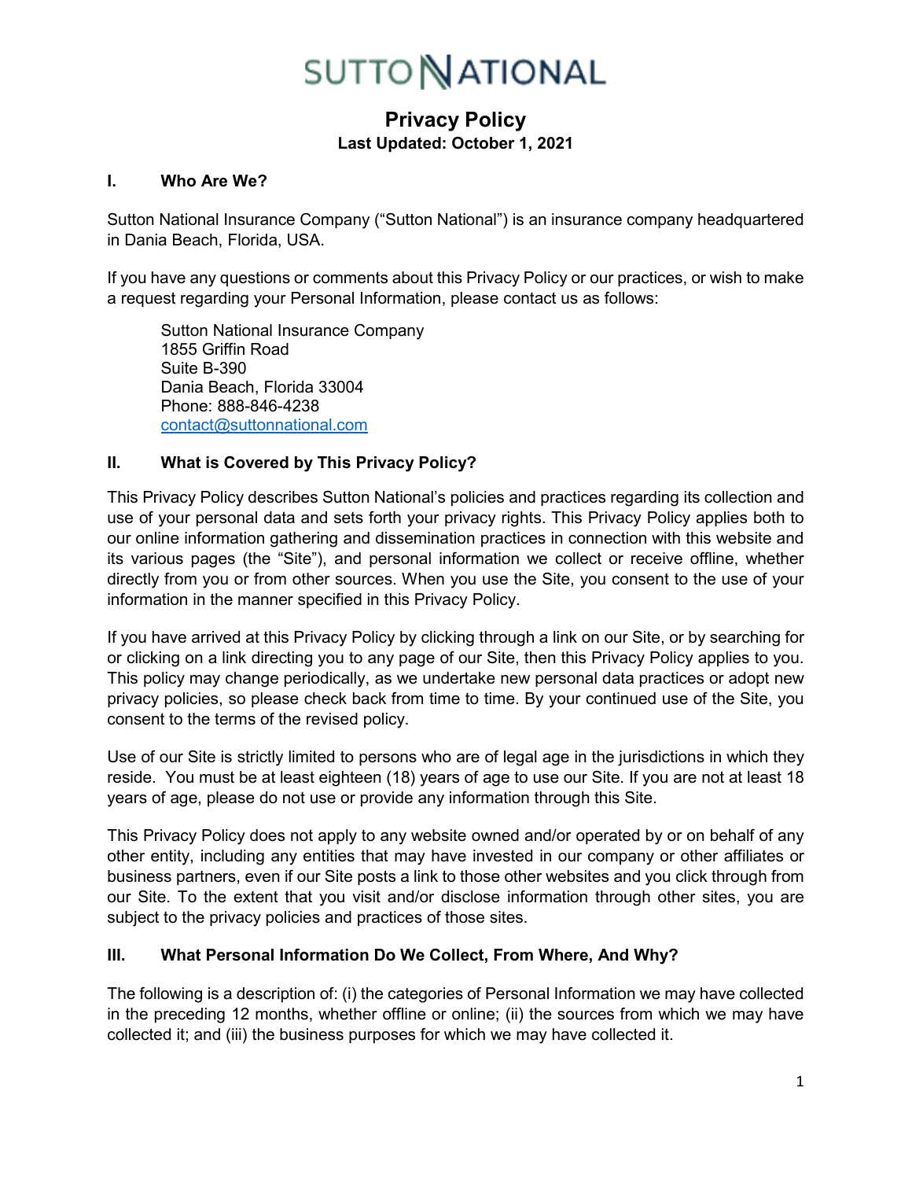# SUTTON NATIONAL

## Privacy Policy

**Last Updated: October 1, 2021**

### I. Who Are We?

Sutton National Insurance Company ("Sutton National") is an insurance company headquartered in Dania Beach, Florida, USA.

If you have any questions or comments about this Privacy Policy or our practices, or wish to make a request regarding your Personal Information, please contact us as follows:

Sutton National Insurance Company
1855 Griffin Road
Suite B-390
Dania Beach, Florida 33004
Phone: 888-846-4238
contact@suttonnational.com

### II. What is Covered by This Privacy Policy?

This Privacy Policy describes Sutton National's policies and practices regarding its collection and use of your personal data and sets forth your privacy rights. This Privacy Policy applies both to our online information gathering and dissemination practices in connection with this website and its various pages (the "Site"), and personal information we collect or receive offline, whether directly from you or from other sources. When you use the Site, you consent to the use of your information in the manner specified in this Privacy Policy.

If you have arrived at this Privacy Policy by clicking through a link on our Site, or by searching for or clicking on a link directing you to any page of our Site, then this Privacy Policy applies to you. This policy may change periodically, as we undertake new personal data practices or adopt new privacy policies, so please check back from time to time. By your continued use of the Site, you consent to the terms of the revised policy.

Use of our Site is strictly limited to persons who are of legal age in the jurisdictions in which they reside. You must be at least eighteen (18) years of age to use our Site. If you are not at least 18 years of age, please do not use or provide any information through this Site.

This Privacy Policy does not apply to any website owned and/or operated by or on behalf of any other entity, including any entities that may have invested in our company or other affiliates or business partners, even if our Site posts a link to those other websites and you click through from our Site. To the extent that you visit and/or disclose information through other sites, you are subject to the privacy policies and practices of those sites.

### III. What Personal Information Do We Collect, From Where, And Why?

The following is a description of: (i) the categories of Personal Information we may have collected in the preceding 12 months, whether offline or online; (ii) the sources from which we may have collected it; and (iii) the business purposes for which we may have collected it.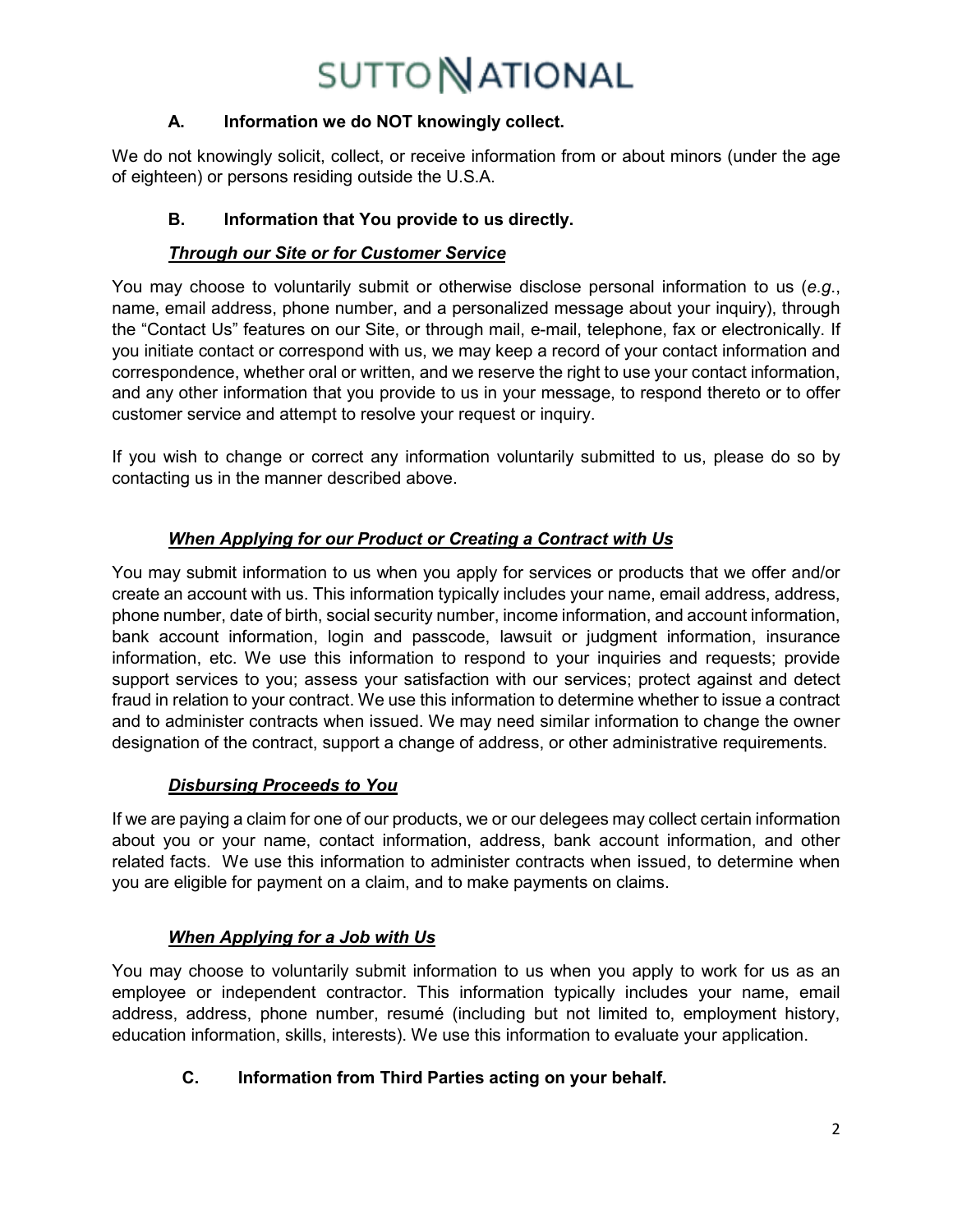### A. Information we do NOT knowingly collect.

We do not knowingly solicit, collect, or receive information from or about minors (under the age of eighteen) or persons residing outside the U.S.A.

### B. Information that You provide to us directly.

***Through our Site or for Customer Service***

You may choose to voluntarily submit or otherwise disclose personal information to us (*e.g.*, name, email address, phone number, and a personalized message about your inquiry), through the "Contact Us" features on our Site, or through mail, e-mail, telephone, fax or electronically. If you initiate contact or correspond with us, we may keep a record of your contact information and correspondence, whether oral or written, and we reserve the right to use your contact information, and any other information that you provide to us in your message, to respond thereto or to offer customer service and attempt to resolve your request or inquiry.

If you wish to change or correct any information voluntarily submitted to us, please do so by contacting us in the manner described above.

***When Applying for our Product or Creating a Contract with Us***

You may submit information to us when you apply for services or products that we offer and/or create an account with us. This information typically includes your name, email address, address, phone number, date of birth, social security number, income information, and account information, bank account information, login and passcode, lawsuit or judgment information, insurance information, etc. We use this information to respond to your inquiries and requests; provide support services to you; assess your satisfaction with our services; protect against and detect fraud in relation to your contract. We use this information to determine whether to issue a contract and to administer contracts when issued. We may need similar information to change the owner designation of the contract, support a change of address, or other administrative requirements.

***Disbursing Proceeds to You***

If we are paying a claim for one of our products, we or our delegees may collect certain information about you or your name, contact information, address, bank account information, and other related facts. We use this information to administer contracts when issued, to determine when you are eligible for payment on a claim, and to make payments on claims.

***When Applying for a Job with Us***

You may choose to voluntarily submit information to us when you apply to work for us as an employee or independent contractor. This information typically includes your name, email address, address, phone number, resumé (including but not limited to, employment history, education information, skills, interests). We use this information to evaluate your application.

### C. Information from Third Parties acting on your behalf.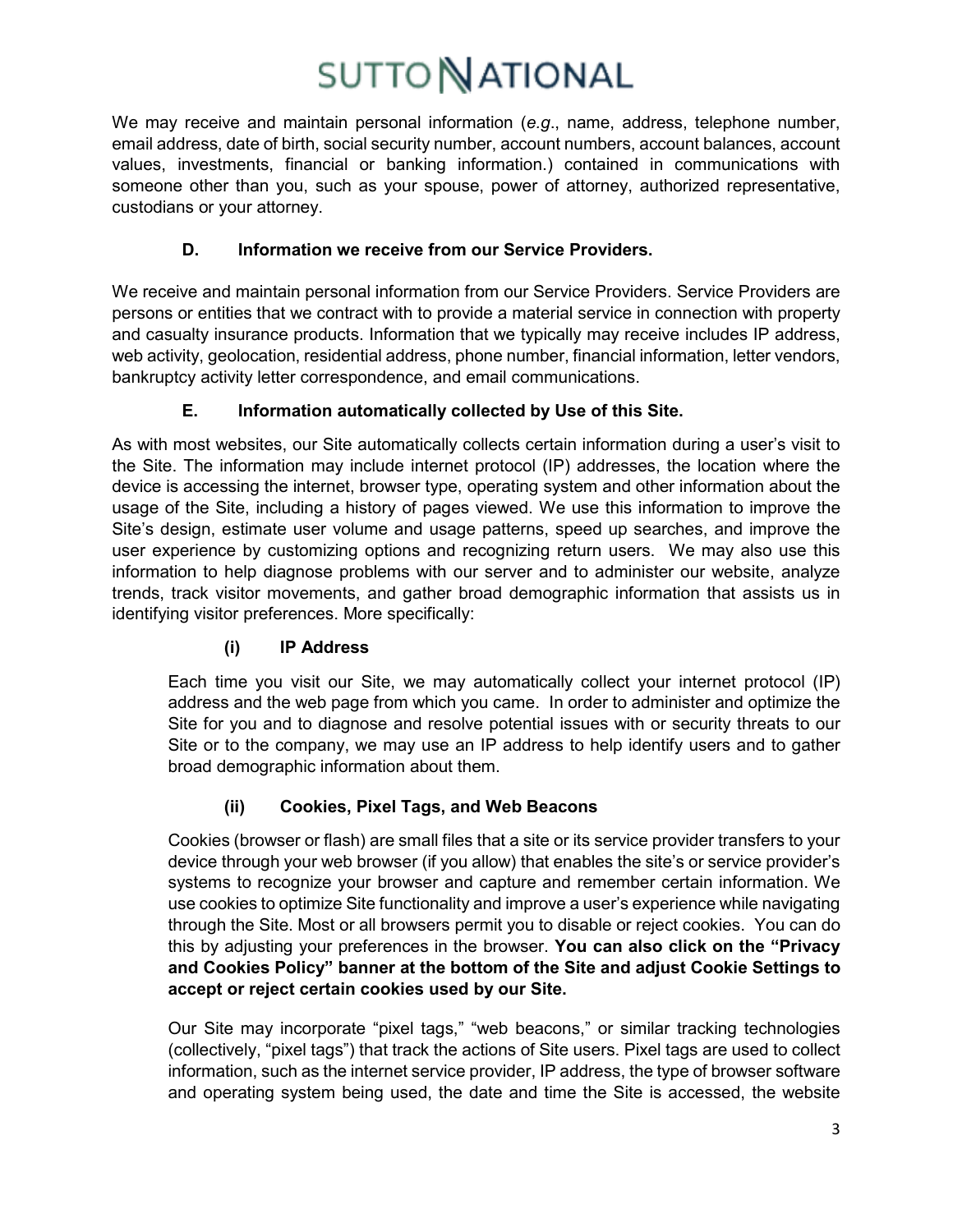We may receive and maintain personal information (*e.g*., name, address, telephone number, email address, date of birth, social security number, account numbers, account balances, account values, investments, financial or banking information.) contained in communications with someone other than you, such as your spouse, power of attorney, authorized representative, custodians or your attorney.

### D. Information we receive from our Service Providers.

We receive and maintain personal information from our Service Providers. Service Providers are persons or entities that we contract with to provide a material service in connection with property and casualty insurance products. Information that we typically may receive includes IP address, web activity, geolocation, residential address, phone number, financial information, letter vendors, bankruptcy activity letter correspondence, and email communications.

### E. Information automatically collected by Use of this Site.

As with most websites, our Site automatically collects certain information during a user's visit to the Site. The information may include internet protocol (IP) addresses, the location where the device is accessing the internet, browser type, operating system and other information about the usage of the Site, including a history of pages viewed. We use this information to improve the Site's design, estimate user volume and usage patterns, speed up searches, and improve the user experience by customizing options and recognizing return users. We may also use this information to help diagnose problems with our server and to administer our website, analyze trends, track visitor movements, and gather broad demographic information that assists us in identifying visitor preferences. More specifically:

#### (i) IP Address

Each time you visit our Site, we may automatically collect your internet protocol (IP) address and the web page from which you came. In order to administer and optimize the Site for you and to diagnose and resolve potential issues with or security threats to our Site or to the company, we may use an IP address to help identify users and to gather broad demographic information about them.

#### (ii) Cookies, Pixel Tags, and Web Beacons

Cookies (browser or flash) are small files that a site or its service provider transfers to your device through your web browser (if you allow) that enables the site's or service provider's systems to recognize your browser and capture and remember certain information. We use cookies to optimize Site functionality and improve a user's experience while navigating through the Site. Most or all browsers permit you to disable or reject cookies. You can do this by adjusting your preferences in the browser. **You can also click on the "Privacy and Cookies Policy" banner at the bottom of the Site and adjust Cookie Settings to accept or reject certain cookies used by our Site.**

Our Site may incorporate "pixel tags," "web beacons," or similar tracking technologies (collectively, "pixel tags") that track the actions of Site users. Pixel tags are used to collect information, such as the internet service provider, IP address, the type of browser software and operating system being used, the date and time the Site is accessed, the website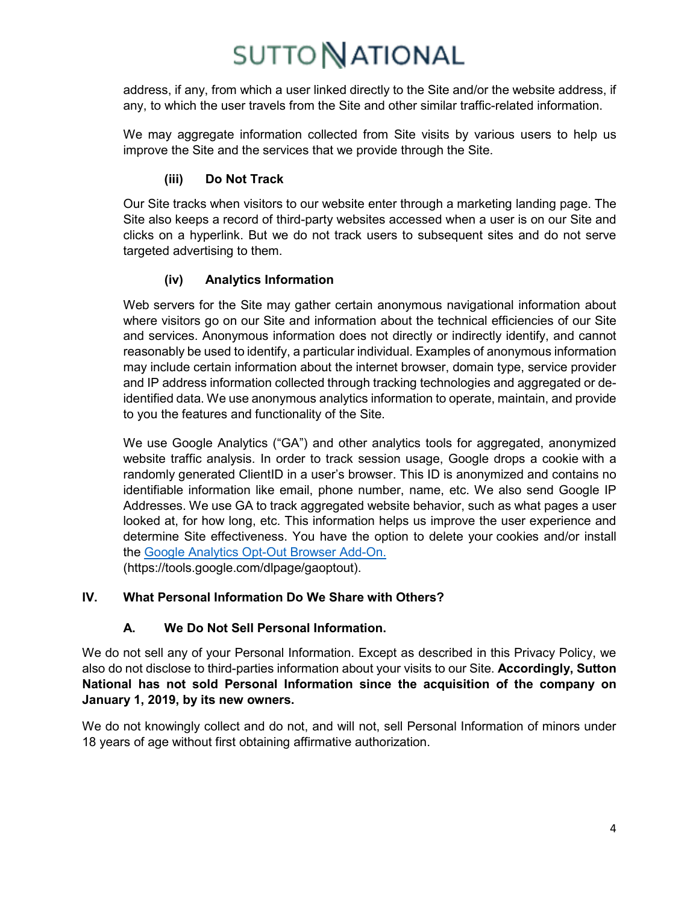address, if any, from which a user linked directly to the Site and/or the website address, if any, to which the user travels from the Site and other similar traffic-related information.

We may aggregate information collected from Site visits by various users to help us improve the Site and the services that we provide through the Site.

#### (iii) Do Not Track

Our Site tracks when visitors to our website enter through a marketing landing page. The Site also keeps a record of third-party websites accessed when a user is on our Site and clicks on a hyperlink. But we do not track users to subsequent sites and do not serve targeted advertising to them.

#### (iv) Analytics Information

Web servers for the Site may gather certain anonymous navigational information about where visitors go on our Site and information about the technical efficiencies of our Site and services. Anonymous information does not directly or indirectly identify, and cannot reasonably be used to identify, a particular individual. Examples of anonymous information may include certain information about the internet browser, domain type, service provider and IP address information collected through tracking technologies and aggregated or de-identified data. We use anonymous analytics information to operate, maintain, and provide to you the features and functionality of the Site.

We use Google Analytics ("GA") and other analytics tools for aggregated, anonymized website traffic analysis. In order to track session usage, Google drops a cookie with a randomly generated ClientID in a user's browser. This ID is anonymized and contains no identifiable information like email, phone number, name, etc. We also send Google IP Addresses. We use GA to track aggregated website behavior, such as what pages a user looked at, for how long, etc. This information helps us improve the user experience and determine Site effectiveness. You have the option to delete your cookies and/or install the [Google Analytics Opt-Out Browser Add-On.](https://tools.google.com/dlpage/gaoptout) (https://tools.google.com/dlpage/gaoptout).

## IV. What Personal Information Do We Share with Others?

### A. We Do Not Sell Personal Information.

We do not sell any of your Personal Information. Except as described in this Privacy Policy, we also do not disclose to third-parties information about your visits to our Site. **Accordingly, Sutton National has not sold Personal Information since the acquisition of the company on January 1, 2019, by its new owners.**

We do not knowingly collect and do not, and will not, sell Personal Information of minors under 18 years of age without first obtaining affirmative authorization.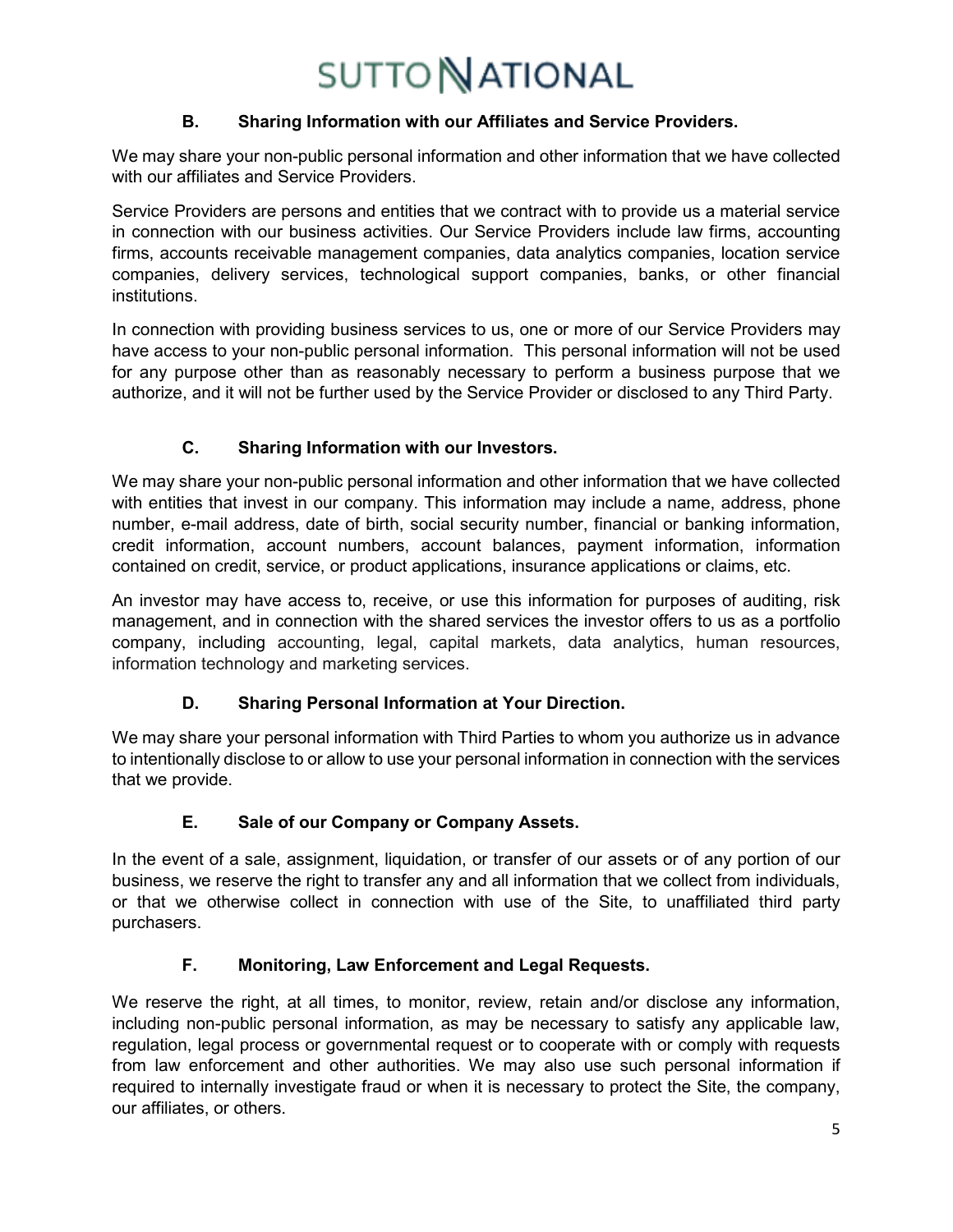### B. Sharing Information with our Affiliates and Service Providers.

We may share your non-public personal information and other information that we have collected with our affiliates and Service Providers.

Service Providers are persons and entities that we contract with to provide us a material service in connection with our business activities. Our Service Providers include law firms, accounting firms, accounts receivable management companies, data analytics companies, location service companies, delivery services, technological support companies, banks, or other financial institutions.

In connection with providing business services to us, one or more of our Service Providers may have access to your non-public personal information. This personal information will not be used for any purpose other than as reasonably necessary to perform a business purpose that we authorize, and it will not be further used by the Service Provider or disclosed to any Third Party.

### C. Sharing Information with our Investors.

We may share your non-public personal information and other information that we have collected with entities that invest in our company. This information may include a name, address, phone number, e-mail address, date of birth, social security number, financial or banking information, credit information, account numbers, account balances, payment information, information contained on credit, service, or product applications, insurance applications or claims, etc.

An investor may have access to, receive, or use this information for purposes of auditing, risk management, and in connection with the shared services the investor offers to us as a portfolio company, including accounting, legal, capital markets, data analytics, human resources, information technology and marketing services.

### D. Sharing Personal Information at Your Direction.

We may share your personal information with Third Parties to whom you authorize us in advance to intentionally disclose to or allow to use your personal information in connection with the services that we provide.

### E. Sale of our Company or Company Assets.

In the event of a sale, assignment, liquidation, or transfer of our assets or of any portion of our business, we reserve the right to transfer any and all information that we collect from individuals, or that we otherwise collect in connection with use of the Site, to unaffiliated third party purchasers.

### F. Monitoring, Law Enforcement and Legal Requests.

We reserve the right, at all times, to monitor, review, retain and/or disclose any information, including non-public personal information, as may be necessary to satisfy any applicable law, regulation, legal process or governmental request or to cooperate with or comply with requests from law enforcement and other authorities. We may also use such personal information if required to internally investigate fraud or when it is necessary to protect the Site, the company, our affiliates, or others.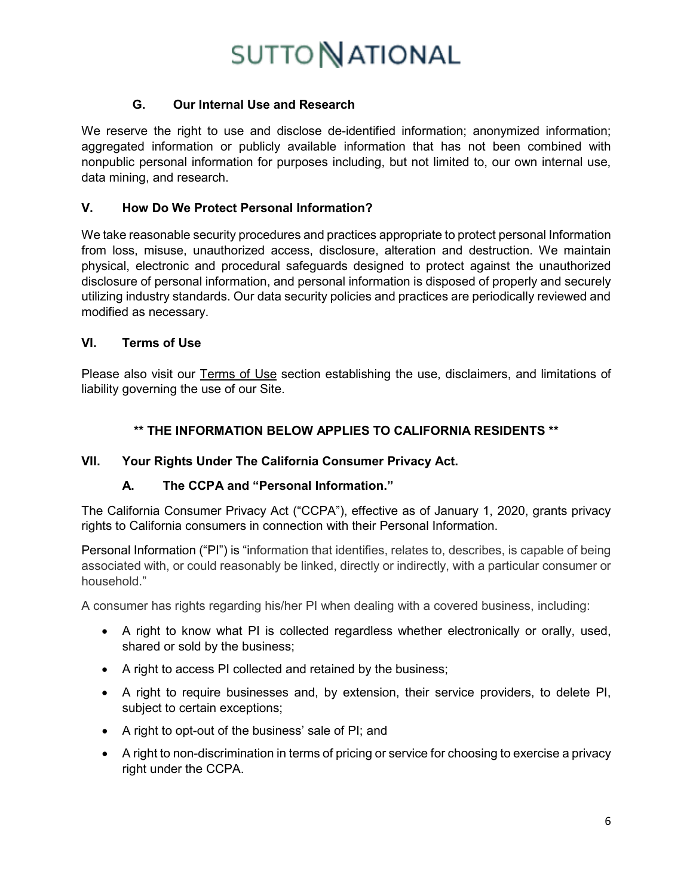### G. Our Internal Use and Research

We reserve the right to use and disclose de-identified information; anonymized information; aggregated information or publicly available information that has not been combined with nonpublic personal information for purposes including, but not limited to, our own internal use, data mining, and research.

## V. How Do We Protect Personal Information?

We take reasonable security procedures and practices appropriate to protect personal Information from loss, misuse, unauthorized access, disclosure, alteration and destruction. We maintain physical, electronic and procedural safeguards designed to protect against the unauthorized disclosure of personal information, and personal information is disposed of properly and securely utilizing industry standards. Our data security policies and practices are periodically reviewed and modified as necessary.

## VI. Terms of Use

Please also visit our Terms of Use section establishing the use, disclaimers, and limitations of liability governing the use of our Site.

**** THE INFORMATION BELOW APPLIES TO CALIFORNIA RESIDENTS ****

## VII. Your Rights Under The California Consumer Privacy Act.

### A. The CCPA and "Personal Information."

The California Consumer Privacy Act ("CCPA"), effective as of January 1, 2020, grants privacy rights to California consumers in connection with their Personal Information.

Personal Information ("PI") is "information that identifies, relates to, describes, is capable of being associated with, or could reasonably be linked, directly or indirectly, with a particular consumer or household."

A consumer has rights regarding his/her PI when dealing with a covered business, including:

- A right to know what PI is collected regardless whether electronically or orally, used, shared or sold by the business;
- A right to access PI collected and retained by the business;
- A right to require businesses and, by extension, their service providers, to delete PI, subject to certain exceptions;
- A right to opt-out of the business' sale of PI; and
- A right to non-discrimination in terms of pricing or service for choosing to exercise a privacy right under the CCPA.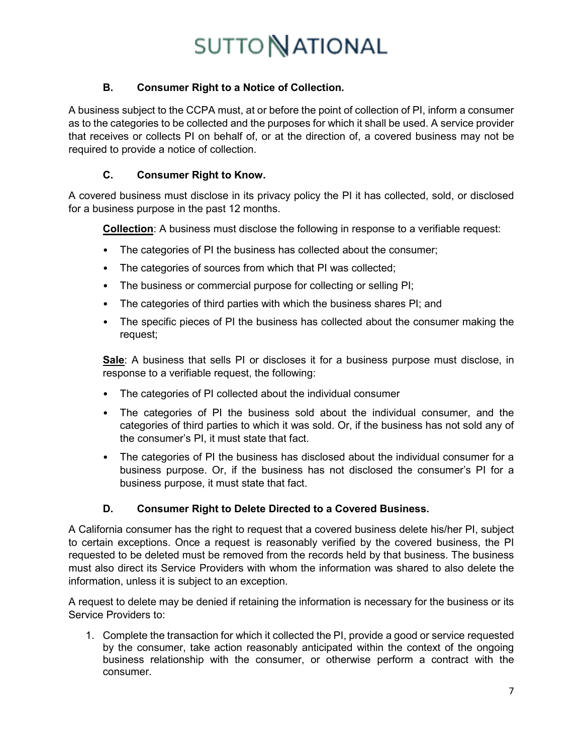### B. Consumer Right to a Notice of Collection.

A business subject to the CCPA must, at or before the point of collection of PI, inform a consumer as to the categories to be collected and the purposes for which it shall be used. A service provider that receives or collects PI on behalf of, or at the direction of, a covered business may not be required to provide a notice of collection.

### C. Consumer Right to Know.

A covered business must disclose in its privacy policy the PI it has collected, sold, or disclosed for a business purpose in the past 12 months.

**Collection**: A business must disclose the following in response to a verifiable request:

- The categories of PI the business has collected about the consumer;
- The categories of sources from which that PI was collected;
- The business or commercial purpose for collecting or selling PI;
- The categories of third parties with which the business shares PI; and
- The specific pieces of PI the business has collected about the consumer making the request;

**Sale**: A business that sells PI or discloses it for a business purpose must disclose, in response to a verifiable request, the following:

- The categories of PI collected about the individual consumer
- The categories of PI the business sold about the individual consumer, and the categories of third parties to which it was sold. Or, if the business has not sold any of the consumer's PI, it must state that fact.
- The categories of PI the business has disclosed about the individual consumer for a business purpose. Or, if the business has not disclosed the consumer's PI for a business purpose, it must state that fact.

### D. Consumer Right to Delete Directed to a Covered Business.

A California consumer has the right to request that a covered business delete his/her PI, subject to certain exceptions. Once a request is reasonably verified by the covered business, the PI requested to be deleted must be removed from the records held by that business. The business must also direct its Service Providers with whom the information was shared to also delete the information, unless it is subject to an exception.

A request to delete may be denied if retaining the information is necessary for the business or its Service Providers to:

1. Complete the transaction for which it collected the PI, provide a good or service requested by the consumer, take action reasonably anticipated within the context of the ongoing business relationship with the consumer, or otherwise perform a contract with the consumer.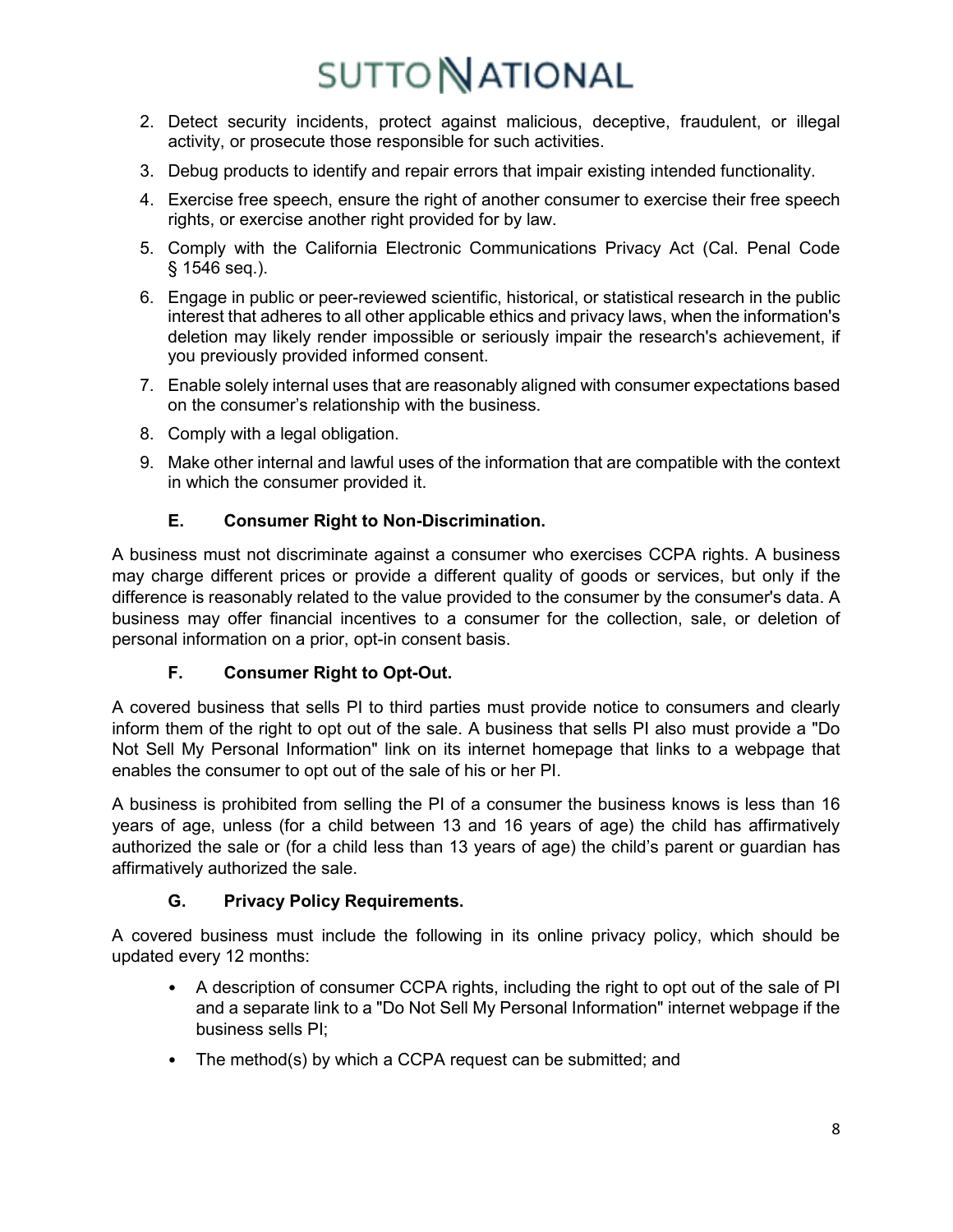2. Detect security incidents, protect against malicious, deceptive, fraudulent, or illegal activity, or prosecute those responsible for such activities.
3. Debug products to identify and repair errors that impair existing intended functionality.
4. Exercise free speech, ensure the right of another consumer to exercise their free speech rights, or exercise another right provided for by law.
5. Comply with the California Electronic Communications Privacy Act (Cal. Penal Code § 1546 seq.).
6. Engage in public or peer-reviewed scientific, historical, or statistical research in the public interest that adheres to all other applicable ethics and privacy laws, when the information's deletion may likely render impossible or seriously impair the research's achievement, if you previously provided informed consent.
7. Enable solely internal uses that are reasonably aligned with consumer expectations based on the consumer's relationship with the business.
8. Comply with a legal obligation.
9. Make other internal and lawful uses of the information that are compatible with the context in which the consumer provided it.

### E. Consumer Right to Non-Discrimination.

A business must not discriminate against a consumer who exercises CCPA rights. A business may charge different prices or provide a different quality of goods or services, but only if the difference is reasonably related to the value provided to the consumer by the consumer's data. A business may offer financial incentives to a consumer for the collection, sale, or deletion of personal information on a prior, opt-in consent basis.

### F. Consumer Right to Opt-Out.

A covered business that sells PI to third parties must provide notice to consumers and clearly inform them of the right to opt out of the sale. A business that sells PI also must provide a "Do Not Sell My Personal Information" link on its internet homepage that links to a webpage that enables the consumer to opt out of the sale of his or her PI.

A business is prohibited from selling the PI of a consumer the business knows is less than 16 years of age, unless (for a child between 13 and 16 years of age) the child has affirmatively authorized the sale or (for a child less than 13 years of age) the child's parent or guardian has affirmatively authorized the sale.

### G. Privacy Policy Requirements.

A covered business must include the following in its online privacy policy, which should be updated every 12 months:

- A description of consumer CCPA rights, including the right to opt out of the sale of PI and a separate link to a "Do Not Sell My Personal Information" internet webpage if the business sells PI;
- The method(s) by which a CCPA request can be submitted; and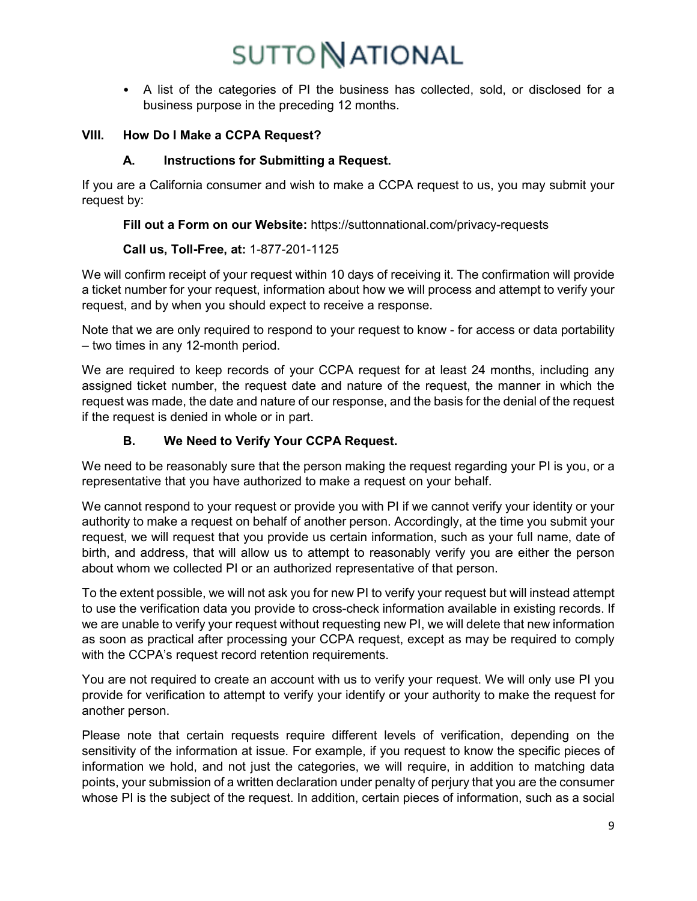- A list of the categories of PI the business has collected, sold, or disclosed for a business purpose in the preceding 12 months.

## VIII. How Do I Make a CCPA Request?

### A. Instructions for Submitting a Request.

If you are a California consumer and wish to make a CCPA request to us, you may submit your request by:

**Fill out a Form on our Website:** https://suttonnational.com/privacy-requests

**Call us, Toll-Free, at:** 1-877-201-1125

We will confirm receipt of your request within 10 days of receiving it. The confirmation will provide a ticket number for your request, information about how we will process and attempt to verify your request, and by when you should expect to receive a response.

Note that we are only required to respond to your request to know - for access or data portability – two times in any 12-month period.

We are required to keep records of your CCPA request for at least 24 months, including any assigned ticket number, the request date and nature of the request, the manner in which the request was made, the date and nature of our response, and the basis for the denial of the request if the request is denied in whole or in part.

### B. We Need to Verify Your CCPA Request.

We need to be reasonably sure that the person making the request regarding your PI is you, or a representative that you have authorized to make a request on your behalf.

We cannot respond to your request or provide you with PI if we cannot verify your identity or your authority to make a request on behalf of another person. Accordingly, at the time you submit your request, we will request that you provide us certain information, such as your full name, date of birth, and address, that will allow us to attempt to reasonably verify you are either the person about whom we collected PI or an authorized representative of that person.

To the extent possible, we will not ask you for new PI to verify your request but will instead attempt to use the verification data you provide to cross-check information available in existing records. If we are unable to verify your request without requesting new PI, we will delete that new information as soon as practical after processing your CCPA request, except as may be required to comply with the CCPA's request record retention requirements.

You are not required to create an account with us to verify your request. We will only use PI you provide for verification to attempt to verify your identify or your authority to make the request for another person.

Please note that certain requests require different levels of verification, depending on the sensitivity of the information at issue. For example, if you request to know the specific pieces of information we hold, and not just the categories, we will require, in addition to matching data points, your submission of a written declaration under penalty of perjury that you are the consumer whose PI is the subject of the request. In addition, certain pieces of information, such as a social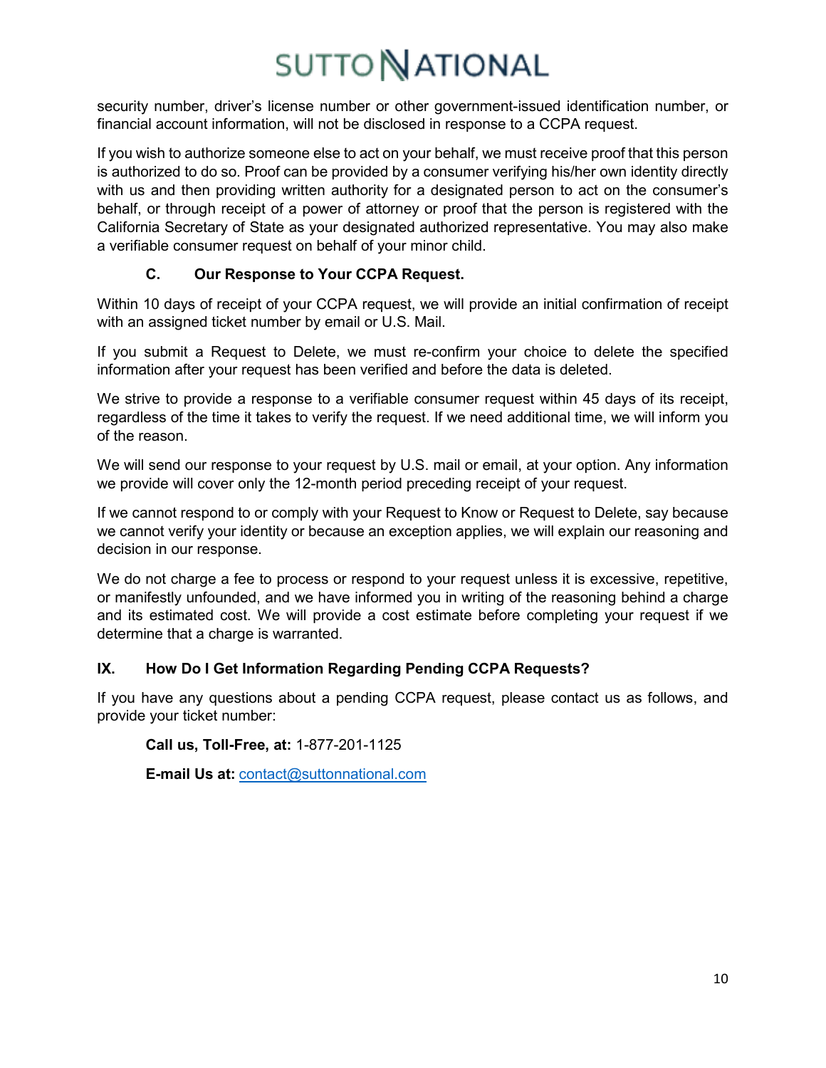security number, driver's license number or other government-issued identification number, or financial account information, will not be disclosed in response to a CCPA request.

If you wish to authorize someone else to act on your behalf, we must receive proof that this person is authorized to do so. Proof can be provided by a consumer verifying his/her own identity directly with us and then providing written authority for a designated person to act on the consumer's behalf, or through receipt of a power of attorney or proof that the person is registered with the California Secretary of State as your designated authorized representative. You may also make a verifiable consumer request on behalf of your minor child.

### C. Our Response to Your CCPA Request.

Within 10 days of receipt of your CCPA request, we will provide an initial confirmation of receipt with an assigned ticket number by email or U.S. Mail.

If you submit a Request to Delete, we must re-confirm your choice to delete the specified information after your request has been verified and before the data is deleted.

We strive to provide a response to a verifiable consumer request within 45 days of its receipt, regardless of the time it takes to verify the request. If we need additional time, we will inform you of the reason.

We will send our response to your request by U.S. mail or email, at your option. Any information we provide will cover only the 12-month period preceding receipt of your request.

If we cannot respond to or comply with your Request to Know or Request to Delete, say because we cannot verify your identity or because an exception applies, we will explain our reasoning and decision in our response.

We do not charge a fee to process or respond to your request unless it is excessive, repetitive, or manifestly unfounded, and we have informed you in writing of the reasoning behind a charge and its estimated cost. We will provide a cost estimate before completing your request if we determine that a charge is warranted.

## IX. How Do I Get Information Regarding Pending CCPA Requests?

If you have any questions about a pending CCPA request, please contact us as follows, and provide your ticket number:

**Call us, Toll-Free, at:** 1-877-201-1125

**E-mail Us at:** contact@suttonnational.com